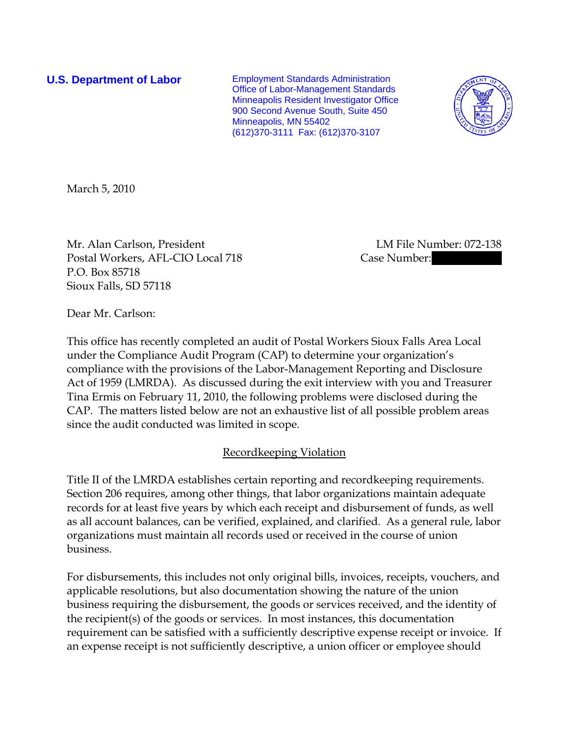**U.S. Department of Labor**

Employment Standards Administration
Office of Labor-Management Standards
Minneapolis Resident Investigator Office
900 Second Avenue South, Suite 450
Minneapolis, MN 55402
(612)370-3111 Fax: (612)370-3107

March 5, 2010

Mr. Alan Carlson, President
Postal Workers, AFL-CIO Local 718
P.O. Box 85718
Sioux Falls, SD 57118

LM File Number: 072-138
Case Number:

Dear Mr. Carlson:

This office has recently completed an audit of Postal Workers Sioux Falls Area Local under the Compliance Audit Program (CAP) to determine your organization's compliance with the provisions of the Labor-Management Reporting and Disclosure Act of 1959 (LMRDA). As discussed during the exit interview with you and Treasurer Tina Ermis on February 11, 2010, the following problems were disclosed during the CAP. The matters listed below are not an exhaustive list of all possible problem areas since the audit conducted was limited in scope.

## Recordkeeping Violation

Title II of the LMRDA establishes certain reporting and recordkeeping requirements. Section 206 requires, among other things, that labor organizations maintain adequate records for at least five years by which each receipt and disbursement of funds, as well as all account balances, can be verified, explained, and clarified. As a general rule, labor organizations must maintain all records used or received in the course of union business.

For disbursements, this includes not only original bills, invoices, receipts, vouchers, and applicable resolutions, but also documentation showing the nature of the union business requiring the disbursement, the goods or services received, and the identity of the recipient(s) of the goods or services. In most instances, this documentation requirement can be satisfied with a sufficiently descriptive expense receipt or invoice. If an expense receipt is not sufficiently descriptive, a union officer or employee should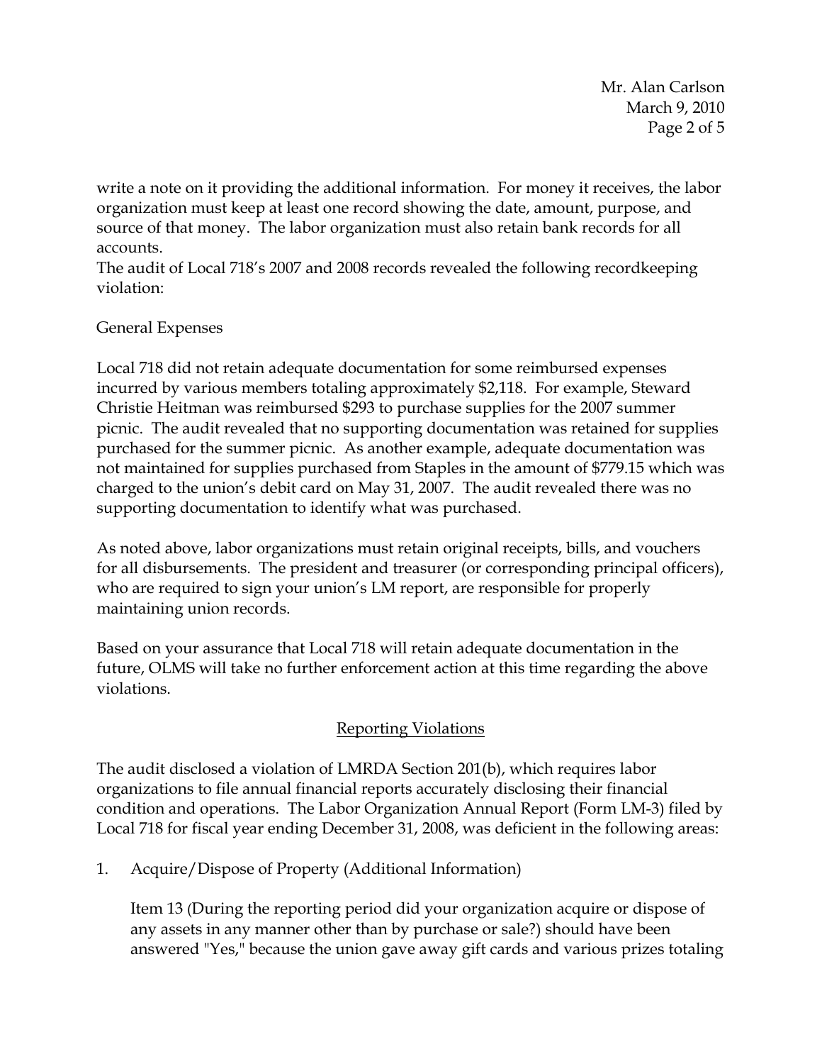write a note on it providing the additional information. For money it receives, the labor organization must keep at least one record showing the date, amount, purpose, and source of that money. The labor organization must also retain bank records for all accounts.

The audit of Local 718's 2007 and 2008 records revealed the following recordkeeping violation:

General Expenses

Local 718 did not retain adequate documentation for some reimbursed expenses incurred by various members totaling approximately $2,118. For example, Steward Christie Heitman was reimbursed $293 to purchase supplies for the 2007 summer picnic. The audit revealed that no supporting documentation was retained for supplies purchased for the summer picnic. As another example, adequate documentation was not maintained for supplies purchased from Staples in the amount of $779.15 which was charged to the union's debit card on May 31, 2007. The audit revealed there was no supporting documentation to identify what was purchased.

As noted above, labor organizations must retain original receipts, bills, and vouchers for all disbursements. The president and treasurer (or corresponding principal officers), who are required to sign your union's LM report, are responsible for properly maintaining union records.

Based on your assurance that Local 718 will retain adequate documentation in the future, OLMS will take no further enforcement action at this time regarding the above violations.

## Reporting Violations

The audit disclosed a violation of LMRDA Section 201(b), which requires labor organizations to file annual financial reports accurately disclosing their financial condition and operations. The Labor Organization Annual Report (Form LM-3) filed by Local 718 for fiscal year ending December 31, 2008, was deficient in the following areas:

1. Acquire/Dispose of Property (Additional Information)

   Item 13 (During the reporting period did your organization acquire or dispose of any assets in any manner other than by purchase or sale?) should have been answered "Yes," because the union gave away gift cards and various prizes totaling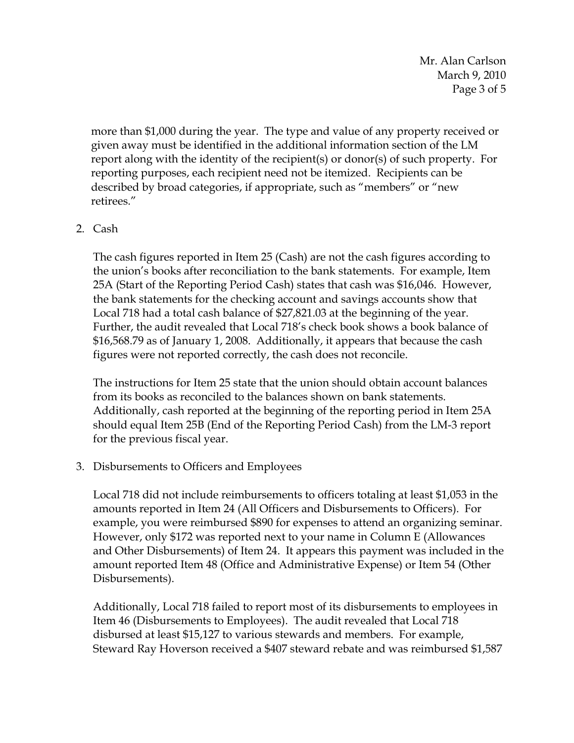more than $1,000 during the year. The type and value of any property received or given away must be identified in the additional information section of the LM report along with the identity of the recipient(s) or donor(s) of such property. For reporting purposes, each recipient need not be itemized. Recipients can be described by broad categories, if appropriate, such as "members" or "new retirees."

2. Cash

   The cash figures reported in Item 25 (Cash) are not the cash figures according to the union's books after reconciliation to the bank statements. For example, Item 25A (Start of the Reporting Period Cash) states that cash was $16,046. However, the bank statements for the checking account and savings accounts show that Local 718 had a total cash balance of $27,821.03 at the beginning of the year. Further, the audit revealed that Local 718's check book shows a book balance of $16,568.79 as of January 1, 2008. Additionally, it appears that because the cash figures were not reported correctly, the cash does not reconcile.

   The instructions for Item 25 state that the union should obtain account balances from its books as reconciled to the balances shown on bank statements. Additionally, cash reported at the beginning of the reporting period in Item 25A should equal Item 25B (End of the Reporting Period Cash) from the LM-3 report for the previous fiscal year.

3. Disbursements to Officers and Employees

   Local 718 did not include reimbursements to officers totaling at least $1,053 in the amounts reported in Item 24 (All Officers and Disbursements to Officers). For example, you were reimbursed $890 for expenses to attend an organizing seminar. However, only $172 was reported next to your name in Column E (Allowances and Other Disbursements) of Item 24. It appears this payment was included in the amount reported Item 48 (Office and Administrative Expense) or Item 54 (Other Disbursements).

   Additionally, Local 718 failed to report most of its disbursements to employees in Item 46 (Disbursements to Employees). The audit revealed that Local 718 disbursed at least $15,127 to various stewards and members. For example, Steward Ray Hoverson received a $407 steward rebate and was reimbursed $1,587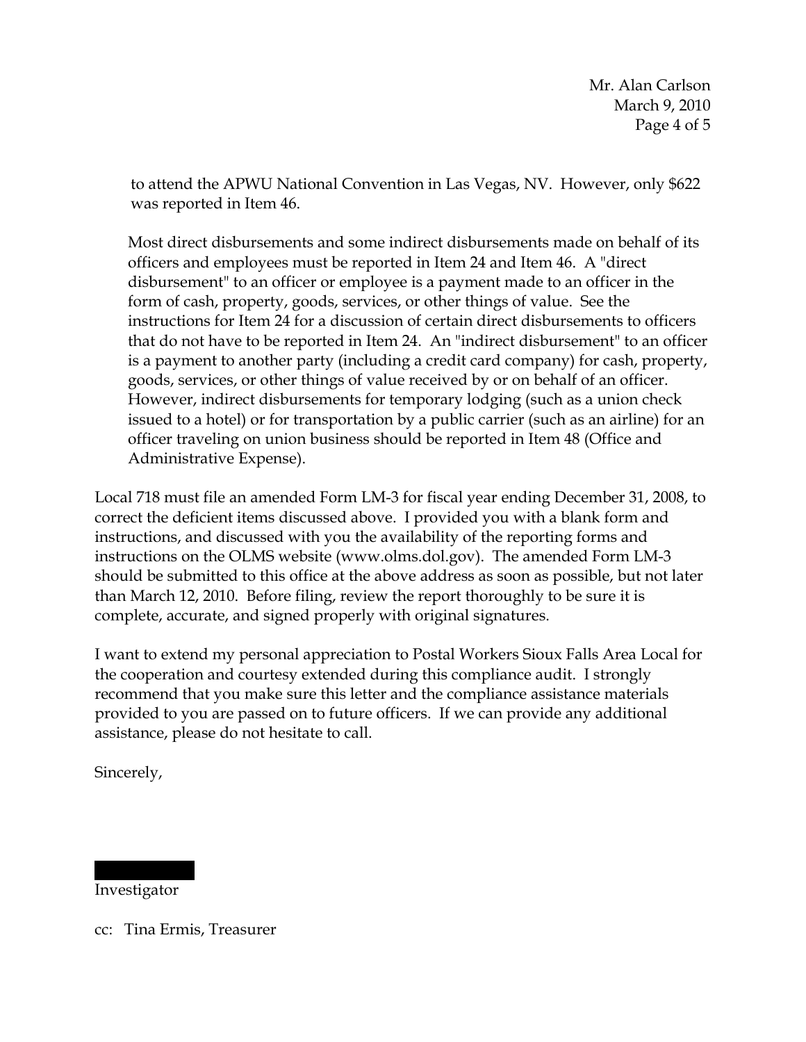to attend the APWU National Convention in Las Vegas, NV. However, only $622 was reported in Item 46.

Most direct disbursements and some indirect disbursements made on behalf of its officers and employees must be reported in Item 24 and Item 46. A "direct disbursement" to an officer or employee is a payment made to an officer in the form of cash, property, goods, services, or other things of value. See the instructions for Item 24 for a discussion of certain direct disbursements to officers that do not have to be reported in Item 24. An "indirect disbursement" to an officer is a payment to another party (including a credit card company) for cash, property, goods, services, or other things of value received by or on behalf of an officer. However, indirect disbursements for temporary lodging (such as a union check issued to a hotel) or for transportation by a public carrier (such as an airline) for an officer traveling on union business should be reported in Item 48 (Office and Administrative Expense).

Local 718 must file an amended Form LM-3 for fiscal year ending December 31, 2008, to correct the deficient items discussed above. I provided you with a blank form and instructions, and discussed with you the availability of the reporting forms and instructions on the OLMS website (www.olms.dol.gov). The amended Form LM-3 should be submitted to this office at the above address as soon as possible, but not later than March 12, 2010. Before filing, review the report thoroughly to be sure it is complete, accurate, and signed properly with original signatures.

I want to extend my personal appreciation to Postal Workers Sioux Falls Area Local for the cooperation and courtesy extended during this compliance audit. I strongly recommend that you make sure this letter and the compliance assistance materials provided to you are passed on to future officers. If we can provide any additional assistance, please do not hesitate to call.

Sincerely,

Investigator

cc: Tina Ermis, Treasurer